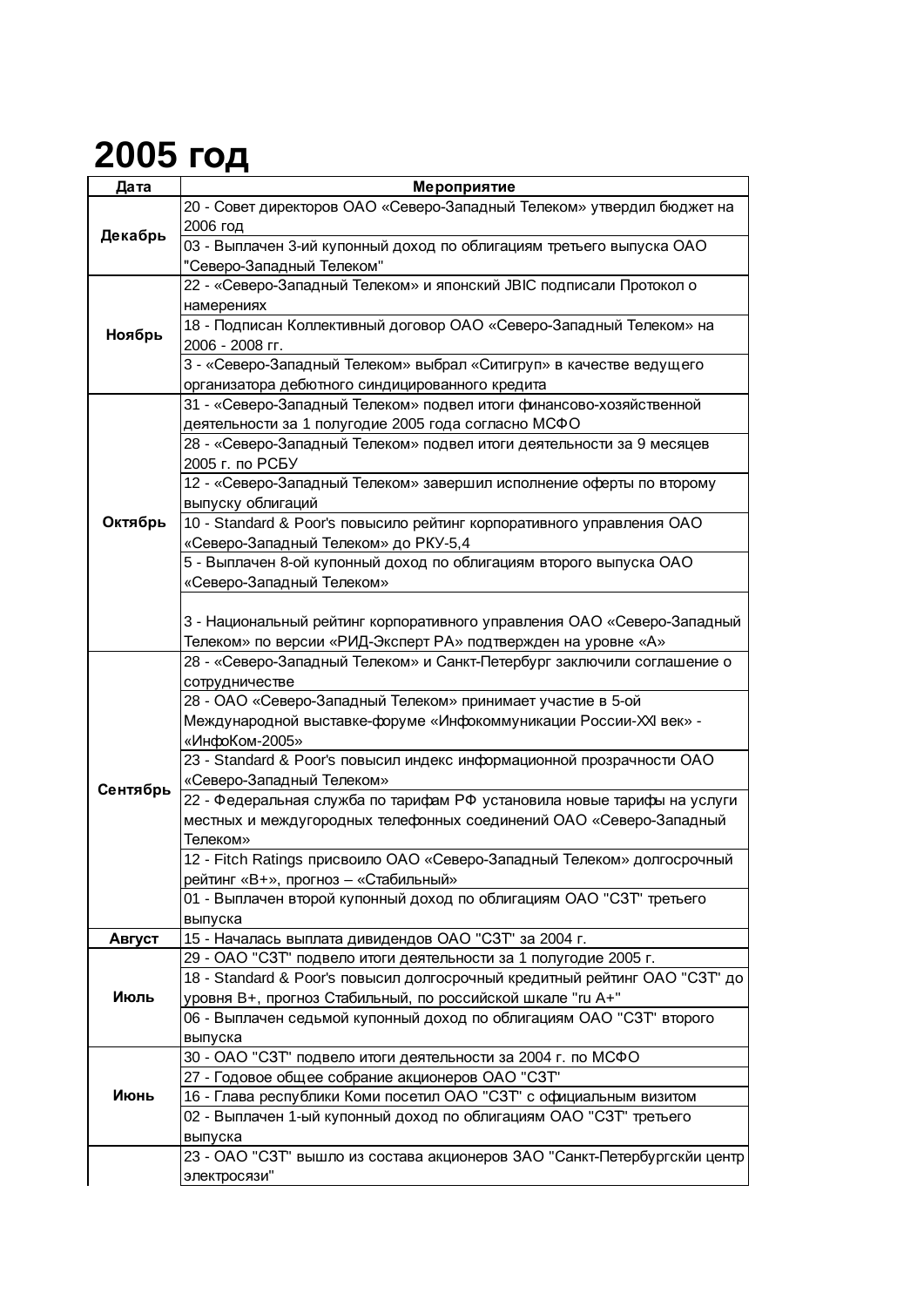# 2005 год

| Дата | Мероприятие |
| --- | --- |
| Декабрь | 20 - Совет директоров ОАО «Северо-Западный Телеком» утвердил бюджет на 2006 год |
| | 03 - Выплачен 3-ий купонный доход по облигациям третьего выпуска ОАО "Северо-Западный Телеком" |
| Ноябрь | 22 - «Северо-Западный Телеком» и японский JBIC подписали Протокол о намерениях |
| | 18 - Подписан Коллективный договор ОАО «Северо-Западный Телеком» на 2006 - 2008 гг. |
| | 3 - «Северо-Западный Телеком» выбрал «Ситигруп» в качестве ведущего организатора дебютного синдицированного кредита |
| Октябрь | 31 - «Северо-Западный Телеком» подвел итоги финансово-хозяйственной деятельности за 1 полугодие 2005 года согласно МСФО |
| | 28 - «Северо-Западный Телеком» подвел итоги деятельности за 9 месяцев 2005 г. по РСБУ |
| | 12 - «Северо-Западный Телеком» завершил исполнение оферты по второму выпуску облигаций |
| | 10 - Standard & Poor's повысило рейтинг корпоративного управления ОАО «Северо-Западный Телеком» до РКУ-5,4 |
| | 5 - Выплачен 8-ой купонный доход по облигациям второго выпуска ОАО «Северо-Западный Телеком» |
| | 3 - Национальный рейтинг корпоративного управления ОАО «Северо-Западный Телеком» по версии «РИД-Эксперт РА» подтвержден на уровне «А» |
| Сентябрь | 28 - «Северо-Западный Телеком» и Санкт-Петербург заключили соглашение о сотрудничестве |
| | 28 - ОАО «Северо-Западный Телеком» принимает участие в 5-ой Международной выставке-форуме «Инфокоммуникации России-XXI век» - «ИнфоКом-2005» |
| | 23 - Standard & Poor's повысил индекс информационной прозрачности ОАО «Северо-Западный Телеком» |
| | 22 - Федеральная служба по тарифам РФ установила новые тарифы на услуги местных и междугородных телефонных соединений ОАО «Северо-Западный Телеком» |
| | 12 - Fitch Ratings присвоило ОАО «Северо-Западный Телеком» долгосрочный рейтинг «В+», прогноз – «Стабильный» |
| | 01 - Выплачен второй купонный доход по облигациям ОАО "СЗТ" третьего выпуска |
| Август | 15 - Началась выплата дивидендов ОАО "СЗТ" за 2004 г. |
| Июль | 29 - ОАО "СЗТ" подвело итоги деятельности за 1 полугодие 2005 г. |
| | 18 - Standard & Poor's повысил долгосрочный кредитный рейтинг ОАО "СЗТ" до уровня В+, прогноз Стабильный, по российской шкале "ru A+" |
| | 06 - Выплачен седьмой купонный доход по облигациям ОАО "СЗТ" второго выпуска |
| Июнь | 30 - ОАО "СЗТ" подвело итоги деятельности за 2004 г. по МСФО |
| | 27 - Годовое общее собрание акционеров ОАО "СЗТ" |
| | 16 - Глава республики Коми посетил ОАО "СЗТ" с официальным визитом |
| | 02 - Выплачен 1-ый купонный доход по облигациям ОАО "СЗТ" третьего выпуска |
| | 23 - ОАО "СЗТ" вышло из состава акционеров ЗАО "Санкт-Петербургскйи центр электросязи" |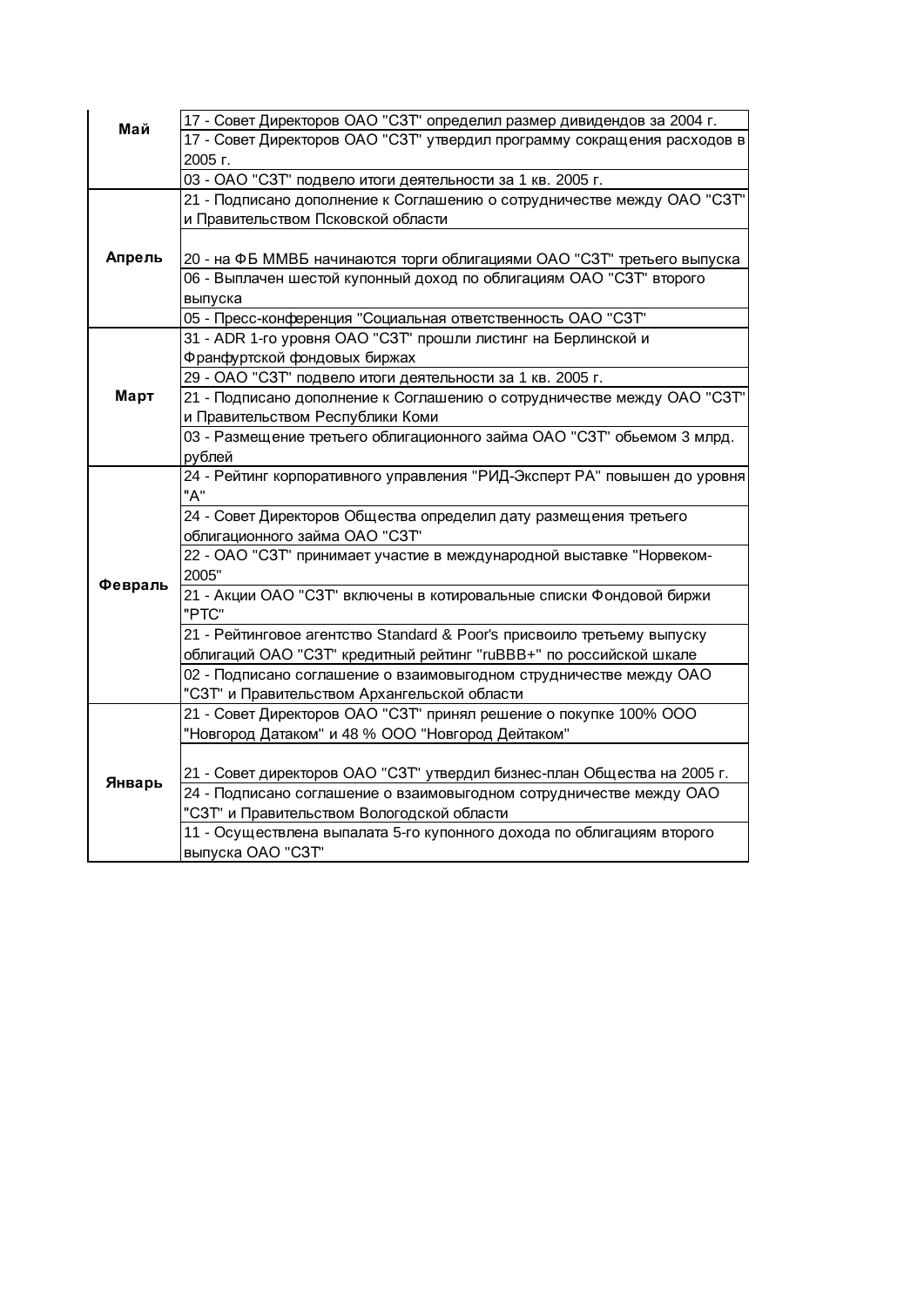| | |
|---|---|
| **Май** | 17 - Совет Директоров ОАО "СЗТ" определил размер дивидендов за 2004 г. |
| | 17 - Совет Директоров ОАО "СЗТ" утвердил программу сокращения расходов в 2005 г. |
| | 03 - ОАО "СЗТ" подвело итоги деятельности за 1 кв. 2005 г. |
| **Апрель** | 21 - Подписано дополнение к Соглашению о сотрудничестве между ОАО "СЗТ" и Правительством Псковской области |
| | 20 - на ФБ ММВБ начинаются торги облигациями ОАО "СЗТ" третьего выпуска |
| | 06 - Выплачен шестой купонный доход по облигациям ОАО "СЗТ" второго выпуска |
| | 05 - Пресс-конференция "Социальная ответственность ОАО "СЗТ" |
| **Март** | 31 - ADR 1-го уровня ОАО "СЗТ" прошли листинг на Берлинской и Франфуртской фондовых биржах |
| | 29 - ОАО "СЗТ" подвело итоги деятельности за 1 кв. 2005 г. |
| | 21 - Подписано дополнение к Соглашению о сотрудничестве между ОАО "СЗТ" и Правительством Республики Коми |
| | 03 - Размещение третьего облигационного займа ОАО "СЗТ" обьемом 3 млрд. рублей |
| **Февраль** | 24 - Рейтинг корпоративного управления "РИД-Эксперт РА" повышен до уровня "А" |
| | 24 - Совет Директоров Общества определил дату размещения третьего облигационного займа ОАО "СЗТ" |
| | 22 - ОАО "СЗТ" принимает участие в международной выставке "Норвеком-2005" |
| | 21 - Акции ОАО "СЗТ" включены в котировальные списки Фондовой биржи "РТС" |
| | 21 - Рейтинговое агентство Standard & Poor's присвоило третьему выпуску облигаций ОАО "СЗТ" кредитный рейтинг "ruBBB+" по российской шкале |
| | 02 - Подписано соглашение о взаимовыгодном струдничестве между ОАО "СЗТ" и Правительством Архангельской области |
| **Январь** | 21 - Совет Директоров ОАО "СЗТ" принял решение о покупке 100% ООО "Новгород Датаком" и 48 % ООО "Новгород Дейтаком" |
| | 21 - Совет директоров ОАО "СЗТ" утвердил бизнес-план Общества на 2005 г. |
| | 24 - Подписано соглашение о взаимовыгодном сотрудничестве между ОАО "СЗТ" и Правительством Вологодской области |
| | 11 - Осуществлена выпалата 5-го купонного дохода по облигациям второго выпуска ОАО "СЗТ" |